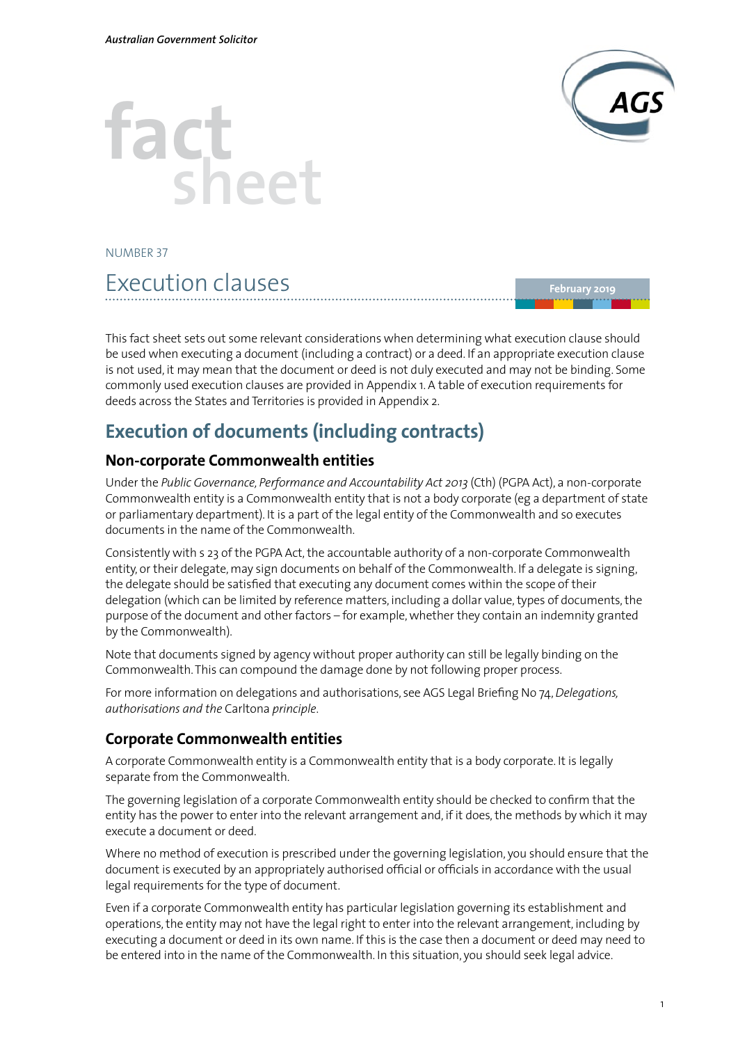Australian Government Solicitor

# fact sheet

NUMBER 37

# Execution clauses

February 2019

This fact sheet sets out some relevant considerations when determining what execution clause should be used when executing a document (including a contract) or a deed. If an appropriate execution clause is not used, it may mean that the document or deed is not duly executed and may not be binding. Some commonly used execution clauses are provided in Appendix 1. A table of execution requirements for deeds across the States and Territories is provided in Appendix 2.

## Execution of documents (including contracts)

### Non-corporate Commonwealth entities

Under the *Public Governance, Performance and Accountability Act 2013* (Cth) (PGPA Act), a non-corporate Commonwealth entity is a Commonwealth entity that is not a body corporate (eg a department of state or parliamentary department). It is a part of the legal entity of the Commonwealth and so executes documents in the name of the Commonwealth.

Consistently with s 23 of the PGPA Act, the accountable authority of a non-corporate Commonwealth entity, or their delegate, may sign documents on behalf of the Commonwealth. If a delegate is signing, the delegate should be satisfied that executing any document comes within the scope of their delegation (which can be limited by reference matters, including a dollar value, types of documents, the purpose of the document and other factors – for example, whether they contain an indemnity granted by the Commonwealth).

Note that documents signed by agency without proper authority can still be legally binding on the Commonwealth. This can compound the damage done by not following proper process.

For more information on delegations and authorisations, see AGS Legal Briefing No 74, *Delegations, authorisations and the* Carltona *principle*.

### Corporate Commonwealth entities

A corporate Commonwealth entity is a Commonwealth entity that is a body corporate. It is legally separate from the Commonwealth.

The governing legislation of a corporate Commonwealth entity should be checked to confirm that the entity has the power to enter into the relevant arrangement and, if it does, the methods by which it may execute a document or deed.

Where no method of execution is prescribed under the governing legislation, you should ensure that the document is executed by an appropriately authorised official or officials in accordance with the usual legal requirements for the type of document.

Even if a corporate Commonwealth entity has particular legislation governing its establishment and operations, the entity may not have the legal right to enter into the relevant arrangement, including by executing a document or deed in its own name. If this is the case then a document or deed may need to be entered into in the name of the Commonwealth. In this situation, you should seek legal advice.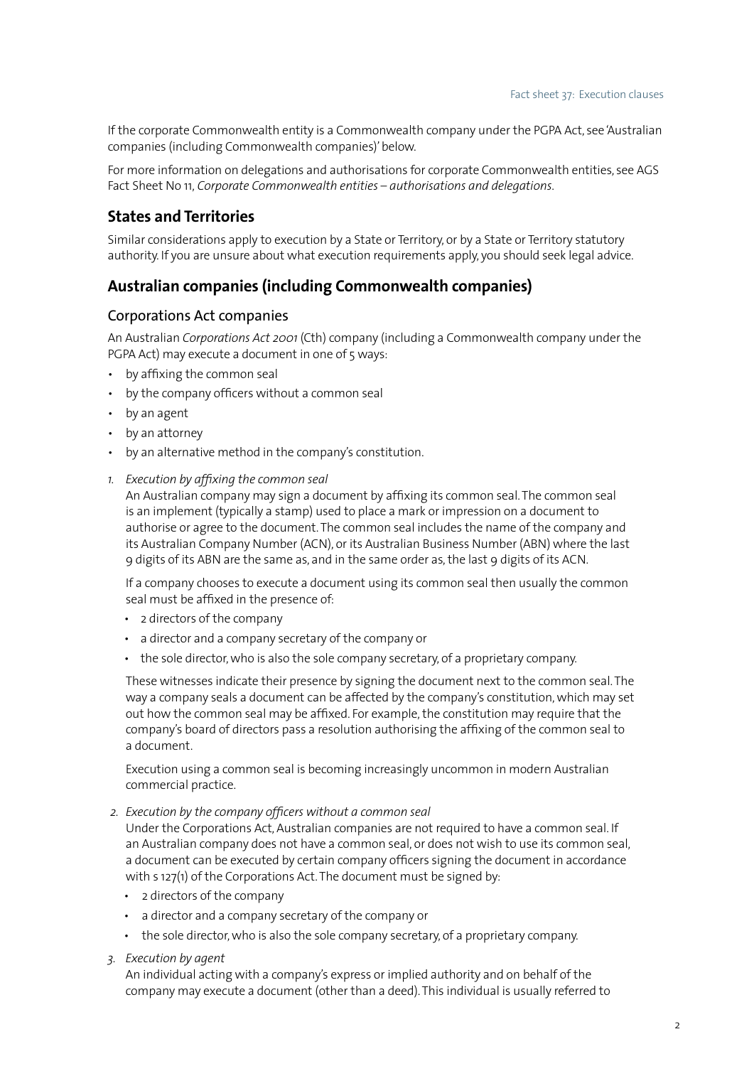If the corporate Commonwealth entity is a Commonwealth company under the PGPA Act, see 'Australian companies (including Commonwealth companies)' below.

For more information on delegations and authorisations for corporate Commonwealth entities, see AGS Fact Sheet No 11, *Corporate Commonwealth entities – authorisations and delegations*.

## States and Territories

Similar considerations apply to execution by a State or Territory, or by a State or Territory statutory authority. If you are unsure about what execution requirements apply, you should seek legal advice.

## Australian companies (including Commonwealth companies)

### Corporations Act companies

An Australian *Corporations Act 2001* (Cth) company (including a Commonwealth company under the PGPA Act) may execute a document in one of 5 ways:

- by affixing the common seal
- by the company officers without a common seal
- by an agent
- by an attorney
- by an alternative method in the company's constitution.

1. *Execution by affixing the common seal*

   An Australian company may sign a document by affixing its common seal. The common seal is an implement (typically a stamp) used to place a mark or impression on a document to authorise or agree to the document. The common seal includes the name of the company and its Australian Company Number (ACN), or its Australian Business Number (ABN) where the last 9 digits of its ABN are the same as, and in the same order as, the last 9 digits of its ACN.

   If a company chooses to execute a document using its common seal then usually the common seal must be affixed in the presence of:

   - 2 directors of the company
   - a director and a company secretary of the company or
   - the sole director, who is also the sole company secretary, of a proprietary company.

   These witnesses indicate their presence by signing the document next to the common seal. The way a company seals a document can be affected by the company's constitution, which may set out how the common seal may be affixed. For example, the constitution may require that the company's board of directors pass a resolution authorising the affixing of the common seal to a document.

   Execution using a common seal is becoming increasingly uncommon in modern Australian commercial practice.

2. *Execution by the company officers without a common seal*

   Under the Corporations Act, Australian companies are not required to have a common seal. If an Australian company does not have a common seal, or does not wish to use its common seal, a document can be executed by certain company officers signing the document in accordance with s 127(1) of the Corporations Act. The document must be signed by:

   - 2 directors of the company
   - a director and a company secretary of the company or
   - the sole director, who is also the sole company secretary, of a proprietary company.

3. *Execution by agent*

   An individual acting with a company's express or implied authority and on behalf of the company may execute a document (other than a deed). This individual is usually referred to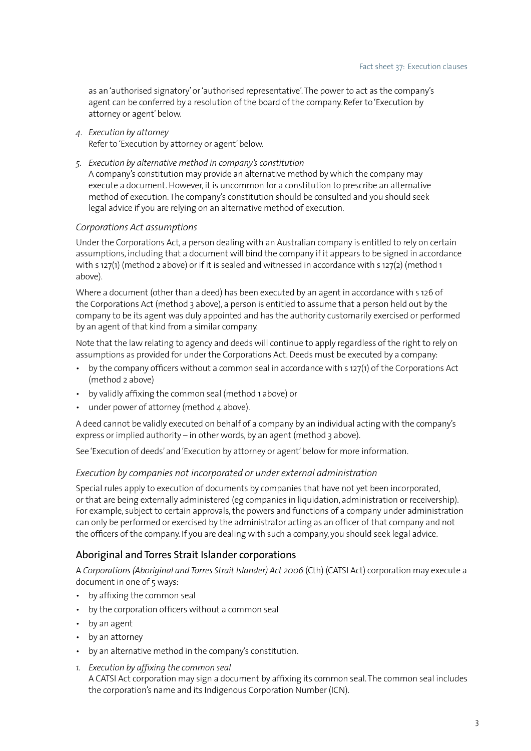as an 'authorised signatory' or 'authorised representative'. The power to act as the company's agent can be conferred by a resolution of the board of the company. Refer to 'Execution by attorney or agent' below.

4. *Execution by attorney*
   Refer to 'Execution by attorney or agent' below.

5. *Execution by alternative method in company's constitution*
   A company's constitution may provide an alternative method by which the company may execute a document. However, it is uncommon for a constitution to prescribe an alternative method of execution. The company's constitution should be consulted and you should seek legal advice if you are relying on an alternative method of execution.

### *Corporations Act assumptions*

Under the Corporations Act, a person dealing with an Australian company is entitled to rely on certain assumptions, including that a document will bind the company if it appears to be signed in accordance with s 127(1) (method 2 above) or if it is sealed and witnessed in accordance with s 127(2) (method 1 above).

Where a document (other than a deed) has been executed by an agent in accordance with s 126 of the Corporations Act (method 3 above), a person is entitled to assume that a person held out by the company to be its agent was duly appointed and has the authority customarily exercised or performed by an agent of that kind from a similar company.

Note that the law relating to agency and deeds will continue to apply regardless of the right to rely on assumptions as provided for under the Corporations Act. Deeds must be executed by a company:

- by the company officers without a common seal in accordance with s 127(1) of the Corporations Act (method 2 above)
- by validly affixing the common seal (method 1 above) or
- under power of attorney (method 4 above).

A deed cannot be validly executed on behalf of a company by an individual acting with the company's express or implied authority – in other words, by an agent (method 3 above).

See 'Execution of deeds' and 'Execution by attorney or agent' below for more information.

### *Execution by companies not incorporated or under external administration*

Special rules apply to execution of documents by companies that have not yet been incorporated, or that are being externally administered (eg companies in liquidation, administration or receivership). For example, subject to certain approvals, the powers and functions of a company under administration can only be performed or exercised by the administrator acting as an officer of that company and not the officers of the company. If you are dealing with such a company, you should seek legal advice.

## Aboriginal and Torres Strait Islander corporations

A *Corporations (Aboriginal and Torres Strait Islander) Act 2006* (Cth) (CATSI Act) corporation may execute a document in one of 5 ways:

- by affixing the common seal
- by the corporation officers without a common seal
- by an agent
- by an attorney
- by an alternative method in the company's constitution.

1. *Execution by affixing the common seal*
   A CATSI Act corporation may sign a document by affixing its common seal. The common seal includes the corporation's name and its Indigenous Corporation Number (ICN).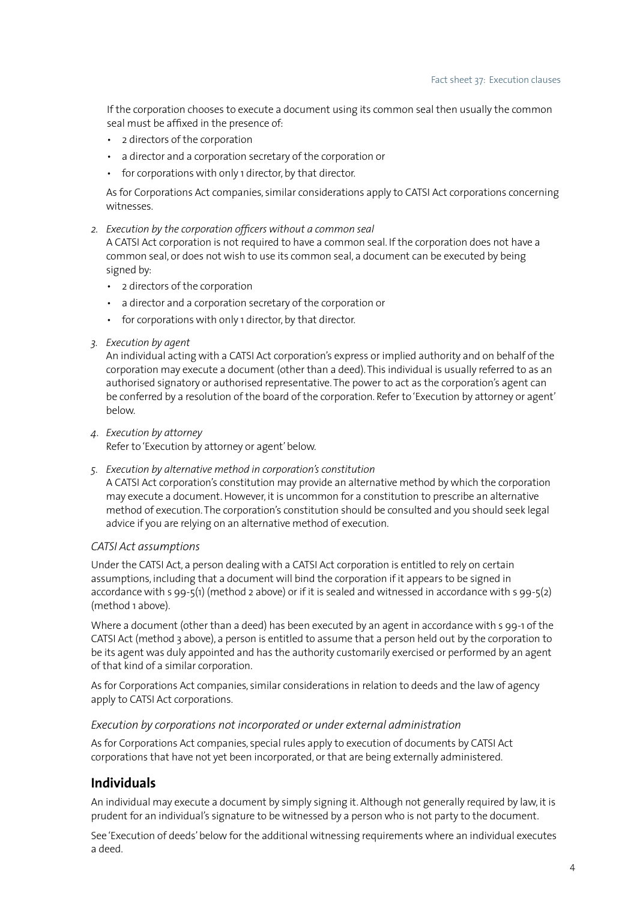If the corporation chooses to execute a document using its common seal then usually the common seal must be affixed in the presence of:

- 2 directors of the corporation
- a director and a corporation secretary of the corporation or
- for corporations with only 1 director, by that director.

As for Corporations Act companies, similar considerations apply to CATSI Act corporations concerning witnesses.

2. *Execution by the corporation officers without a common seal*
   A CATSI Act corporation is not required to have a common seal. If the corporation does not have a common seal, or does not wish to use its common seal, a document can be executed by being signed by:
   - 2 directors of the corporation
   - a director and a corporation secretary of the corporation or
   - for corporations with only 1 director, by that director.

3. *Execution by agent*
   An individual acting with a CATSI Act corporation's express or implied authority and on behalf of the corporation may execute a document (other than a deed). This individual is usually referred to as an authorised signatory or authorised representative. The power to act as the corporation's agent can be conferred by a resolution of the board of the corporation. Refer to 'Execution by attorney or agent' below.

4. *Execution by attorney*
   Refer to 'Execution by attorney or agent' below.

5. *Execution by alternative method in corporation's constitution*
   A CATSI Act corporation's constitution may provide an alternative method by which the corporation may execute a document. However, it is uncommon for a constitution to prescribe an alternative method of execution. The corporation's constitution should be consulted and you should seek legal advice if you are relying on an alternative method of execution.

*CATSI Act assumptions*

Under the CATSI Act, a person dealing with a CATSI Act corporation is entitled to rely on certain assumptions, including that a document will bind the corporation if it appears to be signed in accordance with s 99-5(1) (method 2 above) or if it is sealed and witnessed in accordance with s 99-5(2) (method 1 above).

Where a document (other than a deed) has been executed by an agent in accordance with s 99-1 of the CATSI Act (method 3 above), a person is entitled to assume that a person held out by the corporation to be its agent was duly appointed and has the authority customarily exercised or performed by an agent of that kind of a similar corporation.

As for Corporations Act companies, similar considerations in relation to deeds and the law of agency apply to CATSI Act corporations.

*Execution by corporations not incorporated or under external administration*

As for Corporations Act companies, special rules apply to execution of documents by CATSI Act corporations that have not yet been incorporated, or that are being externally administered.

## Individuals

An individual may execute a document by simply signing it. Although not generally required by law, it is prudent for an individual's signature to be witnessed by a person who is not party to the document.

See 'Execution of deeds' below for the additional witnessing requirements where an individual executes a deed.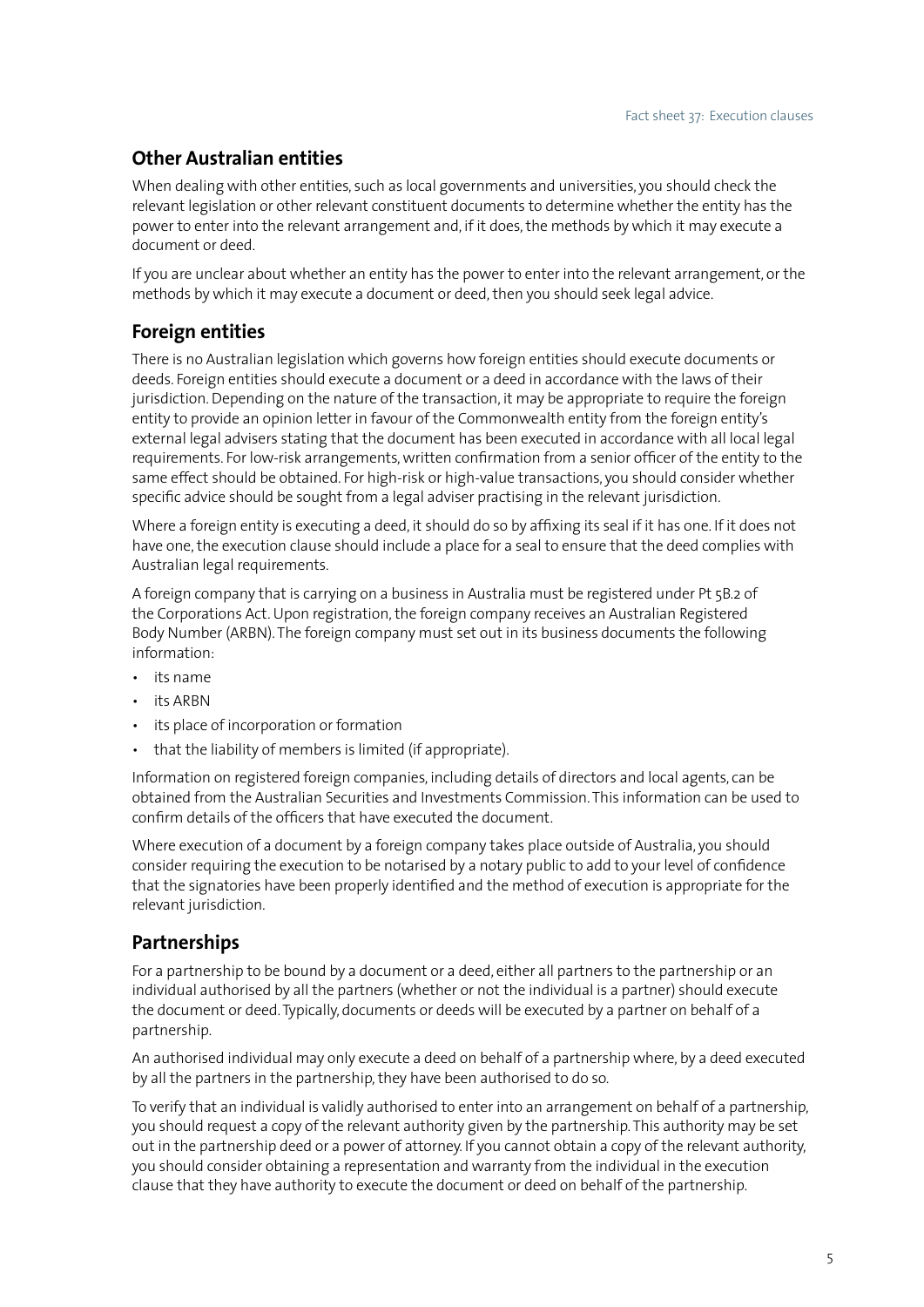## Other Australian entities

When dealing with other entities, such as local governments and universities, you should check the relevant legislation or other relevant constituent documents to determine whether the entity has the power to enter into the relevant arrangement and, if it does, the methods by which it may execute a document or deed.

If you are unclear about whether an entity has the power to enter into the relevant arrangement, or the methods by which it may execute a document or deed, then you should seek legal advice.

## Foreign entities

There is no Australian legislation which governs how foreign entities should execute documents or deeds. Foreign entities should execute a document or a deed in accordance with the laws of their jurisdiction. Depending on the nature of the transaction, it may be appropriate to require the foreign entity to provide an opinion letter in favour of the Commonwealth entity from the foreign entity's external legal advisers stating that the document has been executed in accordance with all local legal requirements. For low-risk arrangements, written confirmation from a senior officer of the entity to the same effect should be obtained. For high-risk or high-value transactions, you should consider whether specific advice should be sought from a legal adviser practising in the relevant jurisdiction.

Where a foreign entity is executing a deed, it should do so by affixing its seal if it has one. If it does not have one, the execution clause should include a place for a seal to ensure that the deed complies with Australian legal requirements.

A foreign company that is carrying on a business in Australia must be registered under Pt 5B.2 of the Corporations Act. Upon registration, the foreign company receives an Australian Registered Body Number (ARBN). The foreign company must set out in its business documents the following information:

- its name
- its ARBN
- its place of incorporation or formation
- that the liability of members is limited (if appropriate).

Information on registered foreign companies, including details of directors and local agents, can be obtained from the Australian Securities and Investments Commission. This information can be used to confirm details of the officers that have executed the document.

Where execution of a document by a foreign company takes place outside of Australia, you should consider requiring the execution to be notarised by a notary public to add to your level of confidence that the signatories have been properly identified and the method of execution is appropriate for the relevant jurisdiction.

## Partnerships

For a partnership to be bound by a document or a deed, either all partners to the partnership or an individual authorised by all the partners (whether or not the individual is a partner) should execute the document or deed. Typically, documents or deeds will be executed by a partner on behalf of a partnership.

An authorised individual may only execute a deed on behalf of a partnership where, by a deed executed by all the partners in the partnership, they have been authorised to do so.

To verify that an individual is validly authorised to enter into an arrangement on behalf of a partnership, you should request a copy of the relevant authority given by the partnership. This authority may be set out in the partnership deed or a power of attorney. If you cannot obtain a copy of the relevant authority, you should consider obtaining a representation and warranty from the individual in the execution clause that they have authority to execute the document or deed on behalf of the partnership.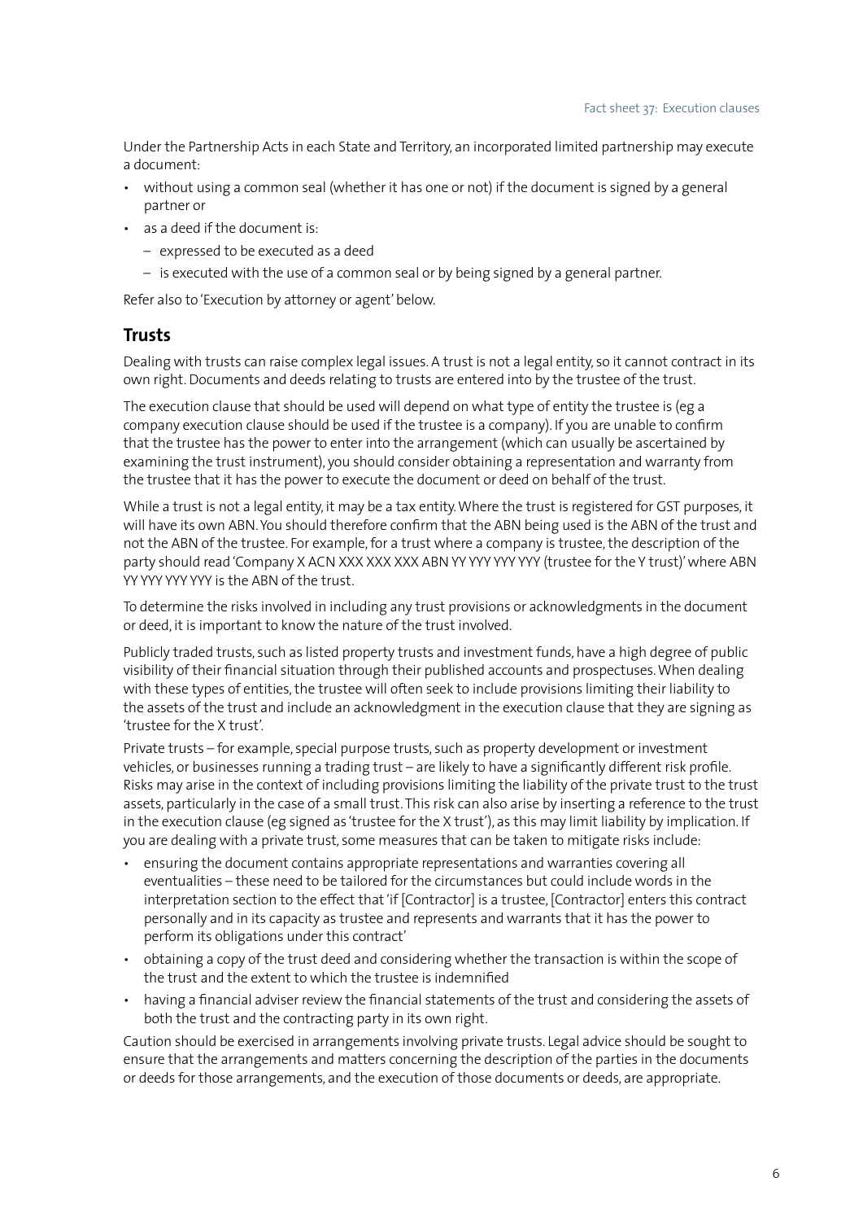Under the Partnership Acts in each State and Territory, an incorporated limited partnership may execute a document:

- without using a common seal (whether it has one or not) if the document is signed by a general partner or
- as a deed if the document is:
  - expressed to be executed as a deed
  - is executed with the use of a common seal or by being signed by a general partner.

Refer also to 'Execution by attorney or agent' below.

## Trusts

Dealing with trusts can raise complex legal issues. A trust is not a legal entity, so it cannot contract in its own right. Documents and deeds relating to trusts are entered into by the trustee of the trust.

The execution clause that should be used will depend on what type of entity the trustee is (eg a company execution clause should be used if the trustee is a company). If you are unable to confirm that the trustee has the power to enter into the arrangement (which can usually be ascertained by examining the trust instrument), you should consider obtaining a representation and warranty from the trustee that it has the power to execute the document or deed on behalf of the trust.

While a trust is not a legal entity, it may be a tax entity. Where the trust is registered for GST purposes, it will have its own ABN. You should therefore confirm that the ABN being used is the ABN of the trust and not the ABN of the trustee. For example, for a trust where a company is trustee, the description of the party should read 'Company X ACN XXX XXX XXX ABN YY YYY YYY YYY (trustee for the Y trust)' where ABN YY YYY YYY YYY is the ABN of the trust.

To determine the risks involved in including any trust provisions or acknowledgments in the document or deed, it is important to know the nature of the trust involved.

Publicly traded trusts, such as listed property trusts and investment funds, have a high degree of public visibility of their financial situation through their published accounts and prospectuses. When dealing with these types of entities, the trustee will often seek to include provisions limiting their liability to the assets of the trust and include an acknowledgment in the execution clause that they are signing as 'trustee for the X trust'.

Private trusts – for example, special purpose trusts, such as property development or investment vehicles, or businesses running a trading trust – are likely to have a significantly different risk profile. Risks may arise in the context of including provisions limiting the liability of the private trust to the trust assets, particularly in the case of a small trust. This risk can also arise by inserting a reference to the trust in the execution clause (eg signed as 'trustee for the X trust'), as this may limit liability by implication. If you are dealing with a private trust, some measures that can be taken to mitigate risks include:

- ensuring the document contains appropriate representations and warranties covering all eventualities – these need to be tailored for the circumstances but could include words in the interpretation section to the effect that 'if [Contractor] is a trustee, [Contractor] enters this contract personally and in its capacity as trustee and represents and warrants that it has the power to perform its obligations under this contract'
- obtaining a copy of the trust deed and considering whether the transaction is within the scope of the trust and the extent to which the trustee is indemnified
- having a financial adviser review the financial statements of the trust and considering the assets of both the trust and the contracting party in its own right.

Caution should be exercised in arrangements involving private trusts. Legal advice should be sought to ensure that the arrangements and matters concerning the description of the parties in the documents or deeds for those arrangements, and the execution of those documents or deeds, are appropriate.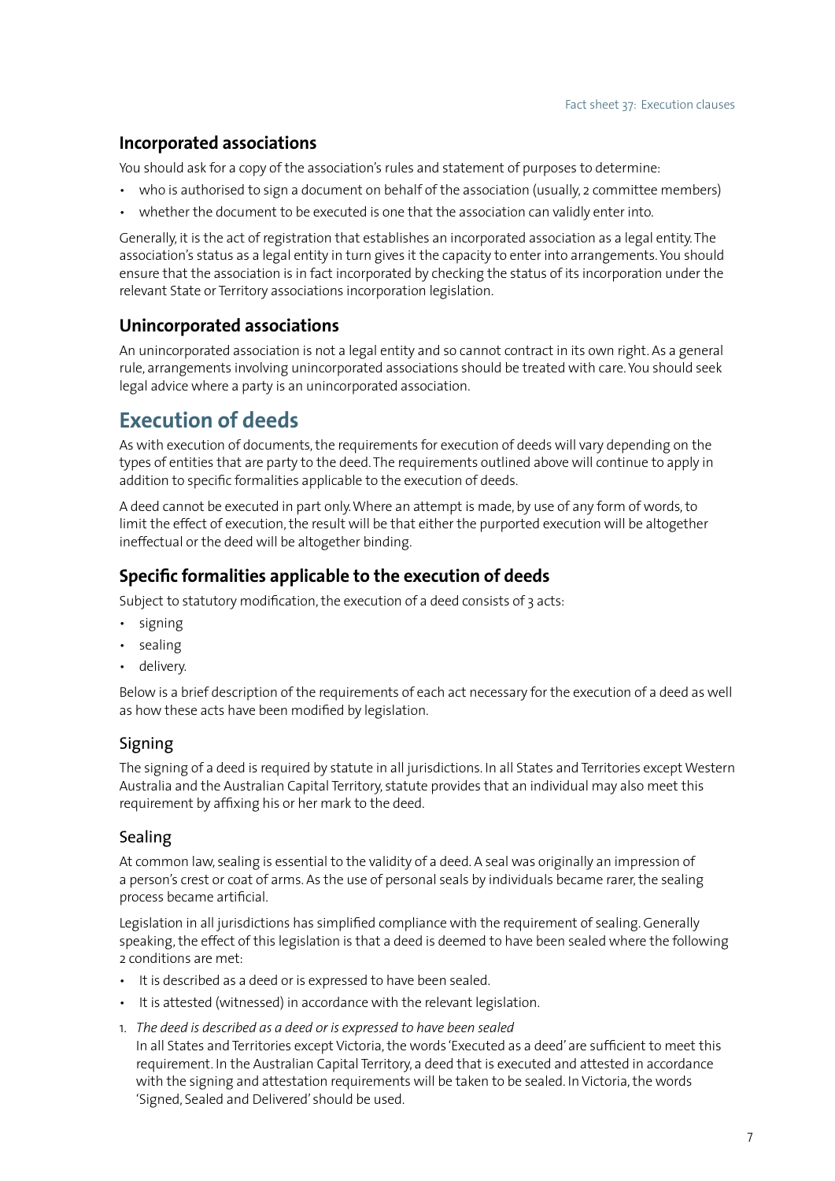### Incorporated associations

You should ask for a copy of the association's rules and statement of purposes to determine:

- who is authorised to sign a document on behalf of the association (usually, 2 committee members)
- whether the document to be executed is one that the association can validly enter into.

Generally, it is the act of registration that establishes an incorporated association as a legal entity. The association's status as a legal entity in turn gives it the capacity to enter into arrangements. You should ensure that the association is in fact incorporated by checking the status of its incorporation under the relevant State or Territory associations incorporation legislation.

### Unincorporated associations

An unincorporated association is not a legal entity and so cannot contract in its own right. As a general rule, arrangements involving unincorporated associations should be treated with care. You should seek legal advice where a party is an unincorporated association.

## Execution of deeds

As with execution of documents, the requirements for execution of deeds will vary depending on the types of entities that are party to the deed. The requirements outlined above will continue to apply in addition to specific formalities applicable to the execution of deeds.

A deed cannot be executed in part only. Where an attempt is made, by use of any form of words, to limit the effect of execution, the result will be that either the purported execution will be altogether ineffectual or the deed will be altogether binding.

### Specific formalities applicable to the execution of deeds

Subject to statutory modification, the execution of a deed consists of 3 acts:

- signing
- sealing
- delivery.

Below is a brief description of the requirements of each act necessary for the execution of a deed as well as how these acts have been modified by legislation.

#### Signing

The signing of a deed is required by statute in all jurisdictions. In all States and Territories except Western Australia and the Australian Capital Territory, statute provides that an individual may also meet this requirement by affixing his or her mark to the deed.

#### Sealing

At common law, sealing is essential to the validity of a deed. A seal was originally an impression of a person's crest or coat of arms. As the use of personal seals by individuals became rarer, the sealing process became artificial.

Legislation in all jurisdictions has simplified compliance with the requirement of sealing. Generally speaking, the effect of this legislation is that a deed is deemed to have been sealed where the following 2 conditions are met:

- It is described as a deed or is expressed to have been sealed.
- It is attested (witnessed) in accordance with the relevant legislation.

1. *The deed is described as a deed or is expressed to have been sealed*
   In all States and Territories except Victoria, the words 'Executed as a deed' are sufficient to meet this requirement. In the Australian Capital Territory, a deed that is executed and attested in accordance with the signing and attestation requirements will be taken to be sealed. In Victoria, the words 'Signed, Sealed and Delivered' should be used.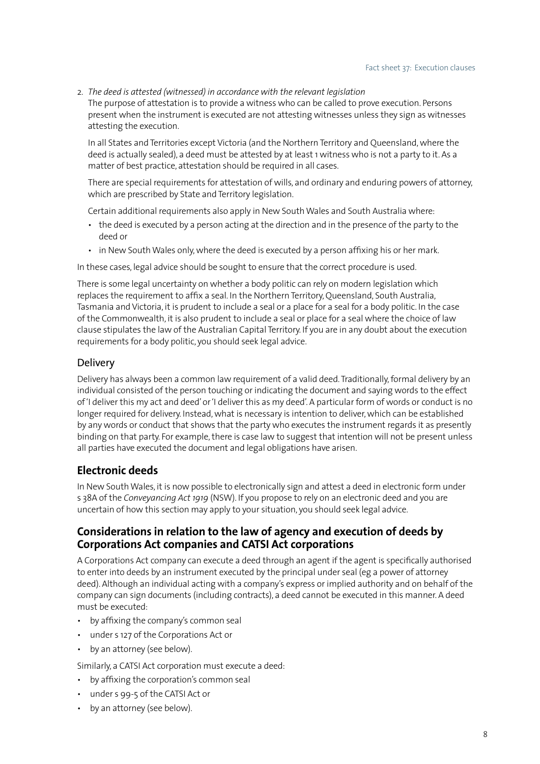2. *The deed is attested (witnessed) in accordance with the relevant legislation*

   The purpose of attestation is to provide a witness who can be called to prove execution. Persons present when the instrument is executed are not attesting witnesses unless they sign as witnesses attesting the execution.

   In all States and Territories except Victoria (and the Northern Territory and Queensland, where the deed is actually sealed), a deed must be attested by at least 1 witness who is not a party to it. As a matter of best practice, attestation should be required in all cases.

   There are special requirements for attestation of wills, and ordinary and enduring powers of attorney, which are prescribed by State and Territory legislation.

   Certain additional requirements also apply in New South Wales and South Australia where:

   - the deed is executed by a person acting at the direction and in the presence of the party to the deed or
   - in New South Wales only, where the deed is executed by a person affixing his or her mark.

In these cases, legal advice should be sought to ensure that the correct procedure is used.

There is some legal uncertainty on whether a body politic can rely on modern legislation which replaces the requirement to affix a seal. In the Northern Territory, Queensland, South Australia, Tasmania and Victoria, it is prudent to include a seal or a place for a seal for a body politic. In the case of the Commonwealth, it is also prudent to include a seal or place for a seal where the choice of law clause stipulates the law of the Australian Capital Territory. If you are in any doubt about the execution requirements for a body politic, you should seek legal advice.

### Delivery

Delivery has always been a common law requirement of a valid deed. Traditionally, formal delivery by an individual consisted of the person touching or indicating the document and saying words to the effect of 'I deliver this my act and deed' or 'I deliver this as my deed'. A particular form of words or conduct is no longer required for delivery. Instead, what is necessary is intention to deliver, which can be established by any words or conduct that shows that the party who executes the instrument regards it as presently binding on that party. For example, there is case law to suggest that intention will not be present unless all parties have executed the document and legal obligations have arisen.

## Electronic deeds

In New South Wales, it is now possible to electronically sign and attest a deed in electronic form under s 38A of the *Conveyancing Act 1919* (NSW). If you propose to rely on an electronic deed and you are uncertain of how this section may apply to your situation, you should seek legal advice.

## Considerations in relation to the law of agency and execution of deeds by Corporations Act companies and CATSI Act corporations

A Corporations Act company can execute a deed through an agent if the agent is specifically authorised to enter into deeds by an instrument executed by the principal under seal (eg a power of attorney deed). Although an individual acting with a company's express or implied authority and on behalf of the company can sign documents (including contracts), a deed cannot be executed in this manner. A deed must be executed:

- by affixing the company's common seal
- under s 127 of the Corporations Act or
- by an attorney (see below).

Similarly, a CATSI Act corporation must execute a deed:

- by affixing the corporation's common seal
- under s 99-5 of the CATSI Act or
- by an attorney (see below).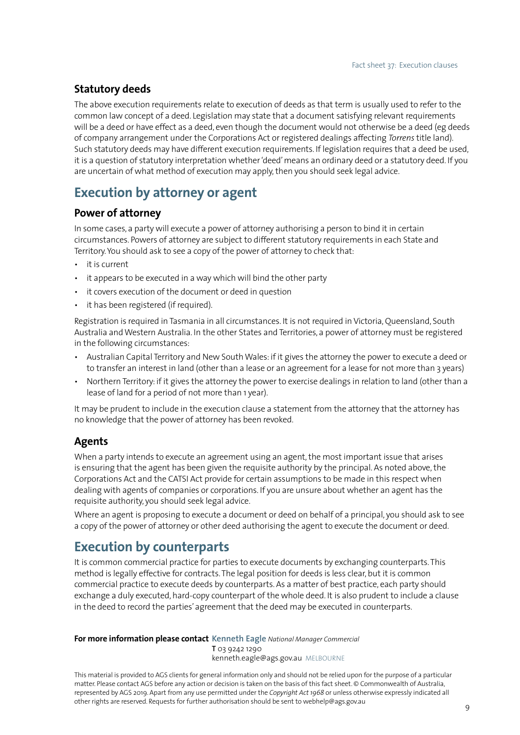### Statutory deeds

The above execution requirements relate to execution of deeds as that term is usually used to refer to the common law concept of a deed. Legislation may state that a document satisfying relevant requirements will be a deed or have effect as a deed, even though the document would not otherwise be a deed (eg deeds of company arrangement under the Corporations Act or registered dealings affecting *Torrens* title land). Such statutory deeds may have different execution requirements. If legislation requires that a deed be used, it is a question of statutory interpretation whether 'deed' means an ordinary deed or a statutory deed. If you are uncertain of what method of execution may apply, then you should seek legal advice.

## Execution by attorney or agent

### Power of attorney

In some cases, a party will execute a power of attorney authorising a person to bind it in certain circumstances. Powers of attorney are subject to different statutory requirements in each State and Territory. You should ask to see a copy of the power of attorney to check that:

- it is current
- it appears to be executed in a way which will bind the other party
- it covers execution of the document or deed in question
- it has been registered (if required).

Registration is required in Tasmania in all circumstances. It is not required in Victoria, Queensland, South Australia and Western Australia. In the other States and Territories, a power of attorney must be registered in the following circumstances:

- Australian Capital Territory and New South Wales: if it gives the attorney the power to execute a deed or to transfer an interest in land (other than a lease or an agreement for a lease for not more than 3 years)
- Northern Territory: if it gives the attorney the power to exercise dealings in relation to land (other than a lease of land for a period of not more than 1 year).

It may be prudent to include in the execution clause a statement from the attorney that the attorney has no knowledge that the power of attorney has been revoked.

### Agents

When a party intends to execute an agreement using an agent, the most important issue that arises is ensuring that the agent has been given the requisite authority by the principal. As noted above, the Corporations Act and the CATSI Act provide for certain assumptions to be made in this respect when dealing with agents of companies or corporations. If you are unsure about whether an agent has the requisite authority, you should seek legal advice.

Where an agent is proposing to execute a document or deed on behalf of a principal, you should ask to see a copy of the power of attorney or other deed authorising the agent to execute the document or deed.

## Execution by counterparts

It is common commercial practice for parties to execute documents by exchanging counterparts. This method is legally effective for contracts. The legal position for deeds is less clear, but it is common commercial practice to execute deeds by counterparts. As a matter of best practice, each party should exchange a duly executed, hard-copy counterpart of the whole deed. It is also prudent to include a clause in the deed to record the parties' agreement that the deed may be executed in counterparts.

**For more information please contact** **Kenneth Eagle** *National Manager Commercial*
**T** 03 9242 1290
kenneth.eagle@ags.gov.au MELBOURNE

This material is provided to AGS clients for general information only and should not be relied upon for the purpose of a particular matter. Please contact AGS before any action or decision is taken on the basis of this fact sheet. © Commonwealth of Australia, represented by AGS 2019. Apart from any use permitted under the *Copyright Act 1968* or unless otherwise expressly indicated all other rights are reserved. Requests for further authorisation should be sent to webhelp@ags.gov.au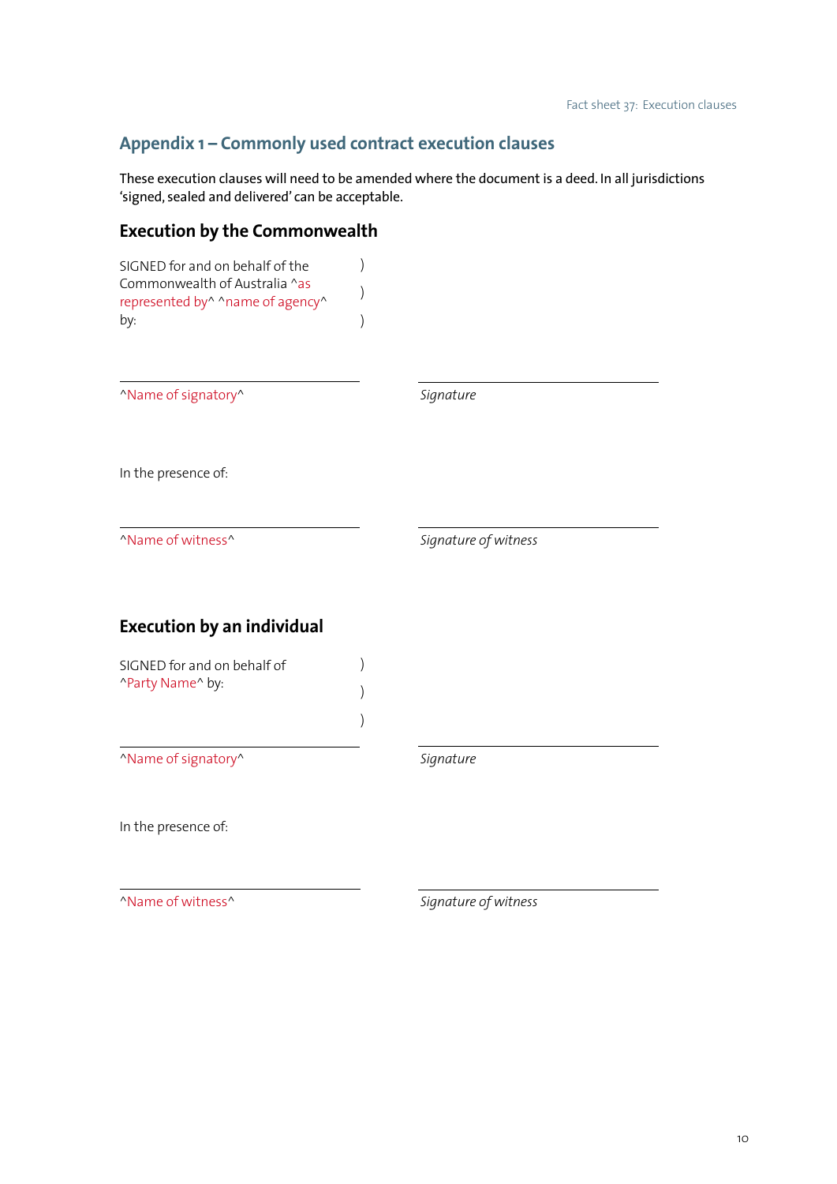## Appendix 1 – Commonly used contract execution clauses

These execution clauses will need to be amended where the document is a deed. In all jurisdictions 'signed, sealed and delivered' can be acceptable.

### Execution by the Commonwealth

SIGNED for and on behalf of the Commonwealth of Australia ^as represented by^ ^name of agency^ by: )
)
)

| ______________________ | ______________________ |
|---|---|
| ^Name of signatory^ | *Signature* |

In the presence of:

| ______________________ | ______________________ |
|---|---|
| ^Name of witness^ | *Signature of witness* |

### Execution by an individual

SIGNED for and on behalf of ^Party Name^ by: )
)
)

| ______________________ | ______________________ |
|---|---|
| ^Name of signatory^ | *Signature* |

In the presence of:

| ______________________ | ______________________ |
|---|---|
| ^Name of witness^ | *Signature of witness* |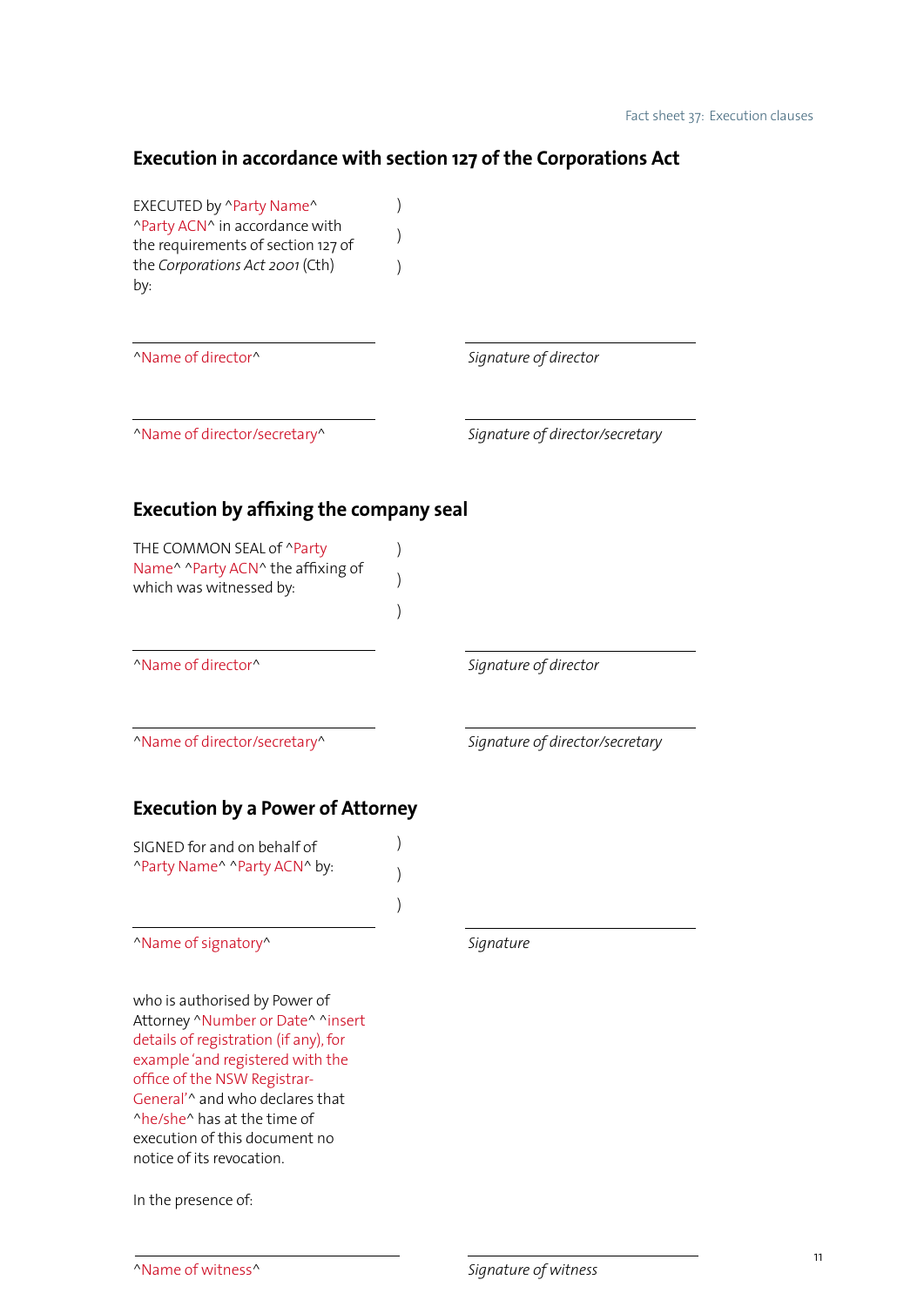## Execution in accordance with section 127 of the Corporations Act

EXECUTED by ^Party Name^ ^Party ACN^ in accordance with the requirements of section 127 of the *Corporations Act 2001* (Cth) by: )
)
)

| | |
|---|---|
| ^Name of director^ | *Signature of director* |
| ^Name of director/secretary^ | *Signature of director/secretary* |

## Execution by affixing the company seal

THE COMMON SEAL of ^Party Name^ ^Party ACN^ the affixing of which was witnessed by: )
)
)

| | |
|---|---|
| ^Name of director^ | *Signature of director* |
| ^Name of director/secretary^ | *Signature of director/secretary* |

## Execution by a Power of Attorney

SIGNED for and on behalf of ^Party Name^ ^Party ACN^ by: )
)
)

| | |
|---|---|
| ^Name of signatory^ | *Signature* |

who is authorised by Power of Attorney ^Number or Date^ ^insert details of registration (if any), for example 'and registered with the office of the NSW Registrar-General'^ and who declares that ^he/she^ has at the time of execution of this document no notice of its revocation.

In the presence of:

| | |
|---|---|
| ^Name of witness^ | *Signature of witness* |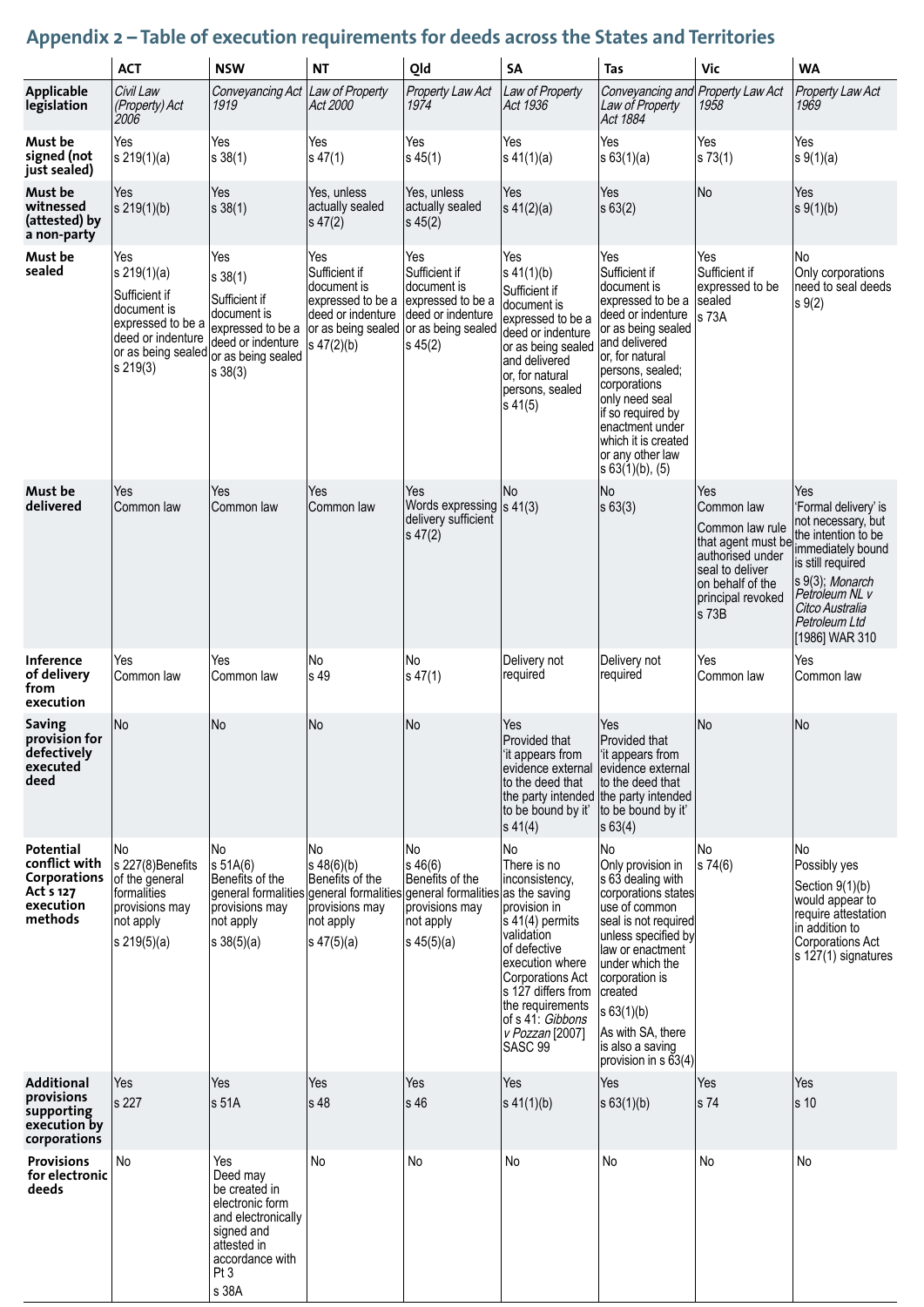## Appendix 2 – Table of execution requirements for deeds across the States and Territories

| | ACT | NSW | NT | Qld | SA | Tas | Vic | WA |
|---|---|---|---|---|---|---|---|---|
| **Applicable legislation** | *Civil Law (Property) Act 2006* | *Conveyancing Act 1919* | *Law of Property Act 2000* | *Property Law Act 1974* | *Law of Property Act 1936* | *Conveyancing and Law of Property Act 1884* | *Property Law Act 1958* | *Property Law Act 1969* |
| **Must be signed (not just sealed)** | Yes s 219(1)(a) | Yes s 38(1) | Yes s 47(1) | Yes s 45(1) | Yes s 41(1)(a) | Yes s 63(1)(a) | Yes s 73(1) | Yes s 9(1)(a) |
| **Must be witnessed (attested) by a non-party** | Yes s 219(1)(b) | Yes s 38(1) | Yes, unless actually sealed s 47(2) | Yes, unless actually sealed s 45(2) | Yes s 41(2)(a) | Yes s 63(2) | No | Yes s 9(1)(b) |
| **Must be sealed** | Yes s 219(1)(a) Sufficient if document is expressed to be a deed or indenture or as being sealed s 219(3) | Yes s 38(1) Sufficient if document is expressed to be a deed or indenture or as being sealed s 38(3) | Yes Sufficient if document is expressed to be a deed or indenture or as being sealed s 47(2)(b) | Yes Sufficient if document is expressed to be a deed or indenture or as being sealed s 45(2) | Yes s 41(1)(b) Sufficient if document is expressed to be a deed or indenture or as being sealed and delivered or, for natural persons, sealed s 41(5) | Yes Sufficient if document is expressed to be a deed or indenture or as being sealed and delivered or, for natural persons, sealed; corporations only need seal if so required by enactment under which it is created or any other law s 63(1)(b), (5) | Yes Sufficient if expressed to be sealed s 73A | No Only corporations need to seal deeds s 9(2) |
| **Must be delivered** | Yes Common law | Yes Common law | Yes Common law | Yes Words expressing delivery sufficient s 47(2) | No s 41(3) | No s 63(3) | Yes Common law Common law rule that agent must be authorised under seal to deliver on behalf of the principal revoked s 73B | Yes 'Formal delivery' is not necessary, but the intention to be immediately bound is still required s 9(3); *Monarch Petroleum NL v Citco Australia Petroleum Ltd* [1986] WAR 310 |
| **Inference of delivery from execution** | Yes Common law | Yes Common law | No s 49 | No s 47(1) | Delivery not required | Delivery not required | Yes Common law | Yes Common law |
| **Saving provision for defectively executed deed** | No | No | No | No | Yes Provided that 'it appears from evidence external to the deed that the party intended to be bound by it' s 41(4) | Yes Provided that 'it appears from evidence external to the deed that the party intended to be bound by it' s 63(4) | No | No |
| **Potential conflict with Corporations Act s 127 execution methods** | No s 227(8)Benefits of the general formalities provisions may not apply s 219(5)(a) | No s 51A(6) Benefits of the general formalities provisions may not apply s 38(5)(a) | No s 48(6)(b) Benefits of the general formalities provisions may not apply s 47(5)(a) | No s 46(6) Benefits of the general formalities provisions may not apply s 45(5)(a) | No There is no inconsistency, as the saving provision in s 41(4) permits validation of defective execution where Corporations Act s 127 differs from the requirements of s 41: *Gibbons v Pozzan* [2007] SASC 99 | No Only provision in s 63 dealing with corporations states use of common seal is not required unless specified by law or enactment under which the corporation is created s 63(1)(b) As with SA, there is also a saving provision in s 63(4) | No s 74(6) | No Possibly yes Section 9(1)(b) would appear to require attestation in addition to Corporations Act s 127(1) signatures |
| **Additional provisions supporting execution by corporations** | Yes s 227 | Yes s 51A | Yes s 48 | Yes s 46 | Yes s 41(1)(b) | Yes s 63(1)(b) | Yes s 74 | Yes s 10 |
| **Provisions for electronic deeds** | No | Yes Deed may be created in electronic form and electronically signed and attested in accordance with Pt 3 s 38A | No | No | No | No | No | No |